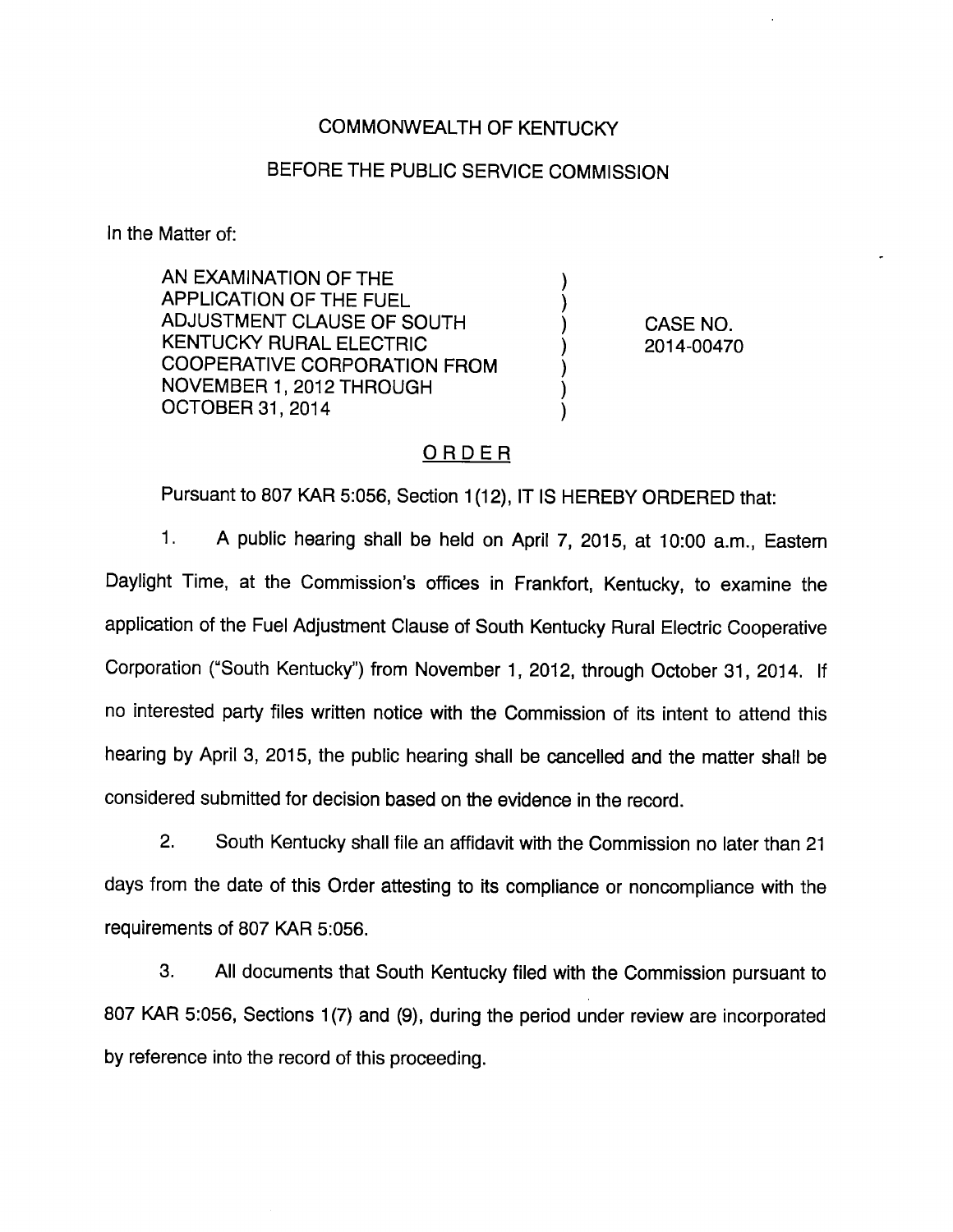COMMONWEALTH OF KENTUCKY

BEFORE THE PUBLIC SERVICE COMMISSION

In the Matter of:

| | | |
|---|---|---|
| AN EXAMINATION OF THE APPLICATION OF THE FUEL ADJUSTMENT CLAUSE OF SOUTH KENTUCKY RURAL ELECTRIC COOPERATIVE CORPORATION FROM NOVEMBER 1, 2012 THROUGH OCTOBER 31, 2014 | ) | CASE NO. 2014-00470 |

## ORDER

Pursuant to 807 KAR 5:056, Section 1(12), IT IS HEREBY ORDERED that:

1. A public hearing shall be held on April 7, 2015, at 10:00 a.m., Eastern Daylight Time, at the Commission's offices in Frankfort, Kentucky, to examine the application of the Fuel Adjustment Clause of South Kentucky Rural Electric Cooperative Corporation ("South Kentucky") from November 1, 2012, through October 31, 2014. If no interested party files written notice with the Commission of its intent to attend this hearing by April 3, 2015, the public hearing shall be cancelled and the matter shall be considered submitted for decision based on the evidence in the record.

2. South Kentucky shall file an affidavit with the Commission no later than 21 days from the date of this Order attesting to its compliance or noncompliance with the requirements of 807 KAR 5:056.

3. All documents that South Kentucky filed with the Commission pursuant to 807 KAR 5:056, Sections 1(7) and (9), during the period under review are incorporated by reference into the record of this proceeding.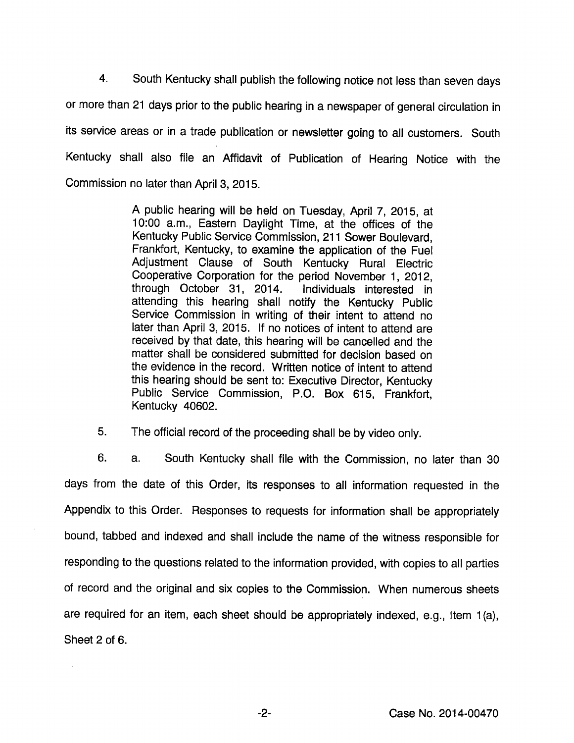4. South Kentucky shall publish the following notice not less than seven days or more than 21 days prior to the public hearing in a newspaper of general circulation in its service areas or in a trade publication or newsletter going to all customers. South Kentucky shall also file an Affidavit of Publication of Hearing Notice with the Commission no later than April 3, 2015.

> A public hearing will be held on Tuesday, April 7, 2015, at 10:00 a.m., Eastern Daylight Time, at the offices of the Kentucky Public Service Commission, 211 Sower Boulevard, Frankfort, Kentucky, to examine the application of the Fuel Adjustment Clause of South Kentucky Rural Electric Cooperative Corporation for the period November 1, 2012, through October 31, 2014. Individuals interested in attending this hearing shall notify the Kentucky Public Service Commission in writing of their intent to attend no later than April 3, 2015. If no notices of intent to attend are received by that date, this hearing will be cancelled and the matter shall be considered submitted for decision based on the evidence in the record. Written notice of intent to attend this hearing should be sent to: Executive Director, Kentucky Public Service Commission, P.O. Box 615, Frankfort, Kentucky 40602.

5. The official record of the proceeding shall be by video only.

6. a. South Kentucky shall file with the Commission, no later than 30 days from the date of this Order, its responses to all information requested in the Appendix to this Order. Responses to requests for information shall be appropriately bound, tabbed and indexed and shall include the name of the witness responsible for responding to the questions related to the information provided, with copies to all parties of record and the original and six copies to the Commission. When numerous sheets are required for an item, each sheet should be appropriately indexed, e.g., Item 1(a), Sheet 2 of 6.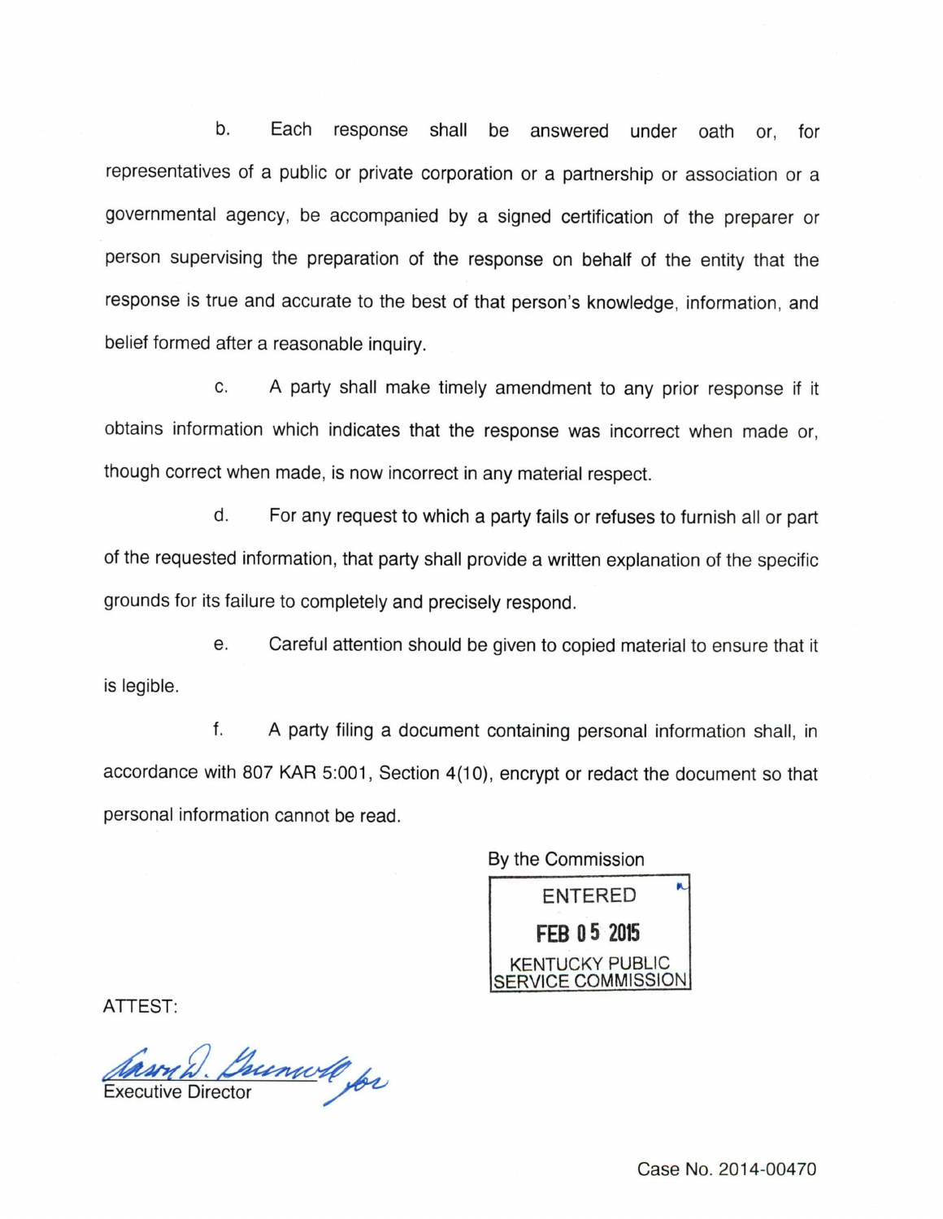b. Each response shall be answered under oath or, for representatives of a public or private corporation or a partnership or association or a governmental agency, be accompanied by a signed certification of the preparer or person supervising the preparation of the response on behalf of the entity that the response is true and accurate to the best of that person's knowledge, information, and belief formed after a reasonable inquiry.

c. A party shall make timely amendment to any prior response if it obtains information which indicates that the response was incorrect when made or, though correct when made, is now incorrect in any material respect.

d. For any request to which a party fails or refuses to furnish all or part of the requested information, that party shall provide a written explanation of the specific grounds for its failure to completely and precisely respond.

e. Careful attention should be given to copied material to ensure that it is legible.

f. A party filing a document containing personal information shall, in accordance with 807 KAR 5:001, Section 4(10), encrypt or redact the document so that personal information cannot be read.

By the Commission

ENTERED
FEB 05 2015
KENTUCKY PUBLIC SERVICE COMMISSION

ATTEST:

Executive Director

Case No. 2014-00470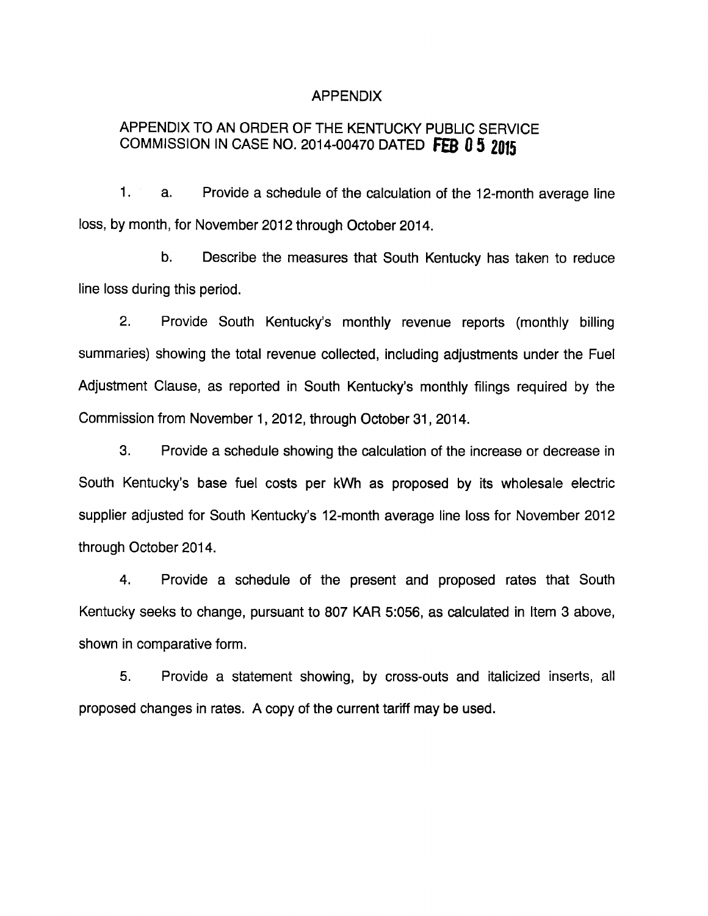# APPENDIX

## APPENDIX TO AN ORDER OF THE KENTUCKY PUBLIC SERVICE COMMISSION IN CASE NO. 2014-00470 DATED FEB 05 2015

1. a. Provide a schedule of the calculation of the 12-month average line loss, by month, for November 2012 through October 2014.

   b. Describe the measures that South Kentucky has taken to reduce line loss during this period.

2. Provide South Kentucky's monthly revenue reports (monthly billing summaries) showing the total revenue collected, including adjustments under the Fuel Adjustment Clause, as reported in South Kentucky's monthly filings required by the Commission from November 1, 2012, through October 31, 2014.

3. Provide a schedule showing the calculation of the increase or decrease in South Kentucky's base fuel costs per kWh as proposed by its wholesale electric supplier adjusted for South Kentucky's 12-month average line loss for November 2012 through October 2014.

4. Provide a schedule of the present and proposed rates that South Kentucky seeks to change, pursuant to 807 KAR 5:056, as calculated in Item 3 above, shown in comparative form.

5. Provide a statement showing, by cross-outs and italicized inserts, all proposed changes in rates. A copy of the current tariff may be used.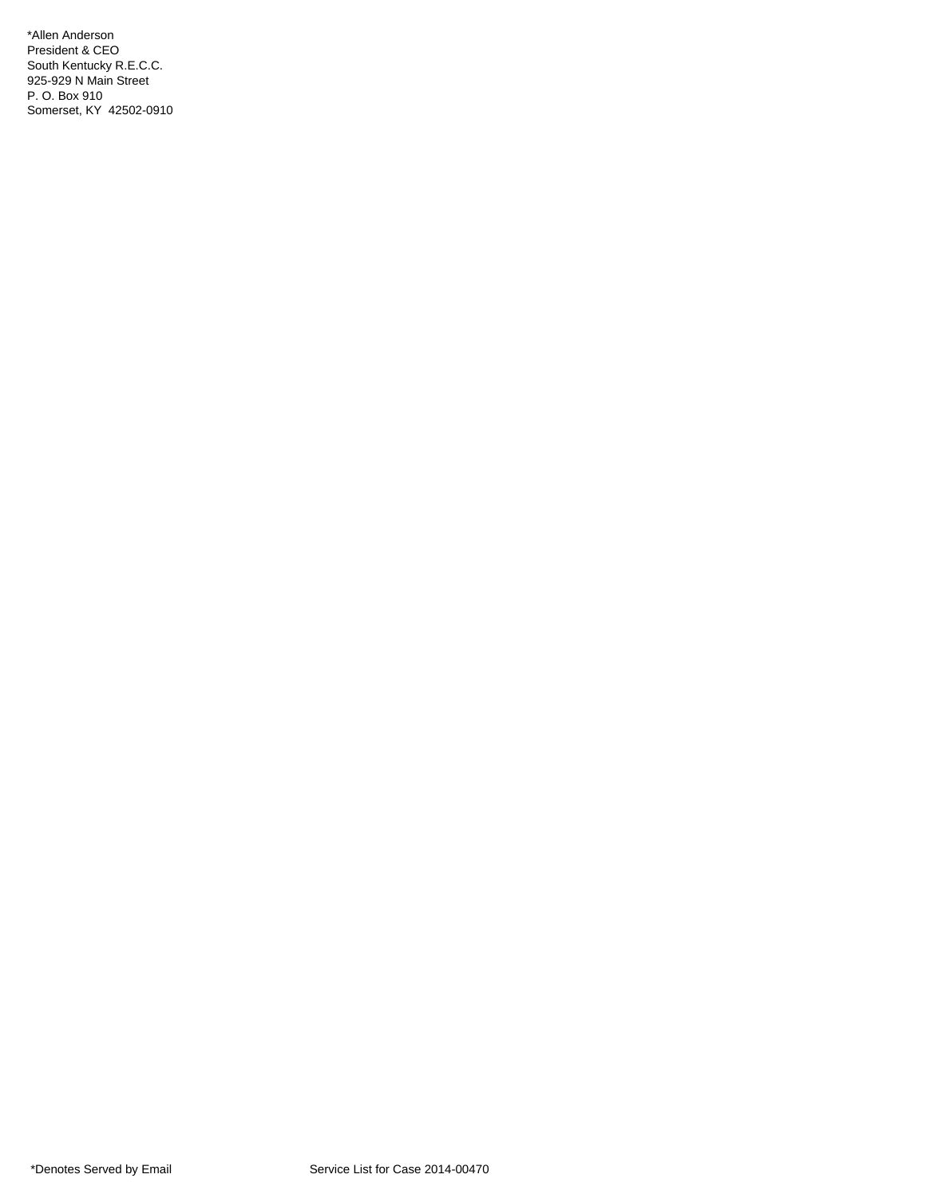*Allen Anderson
President & CEO
South Kentucky R.E.C.C.
925-929 N Main Street
P. O. Box 910
Somerset, KY  42502-0910

*Denotes Served by Email

Service List for Case 2014-00470